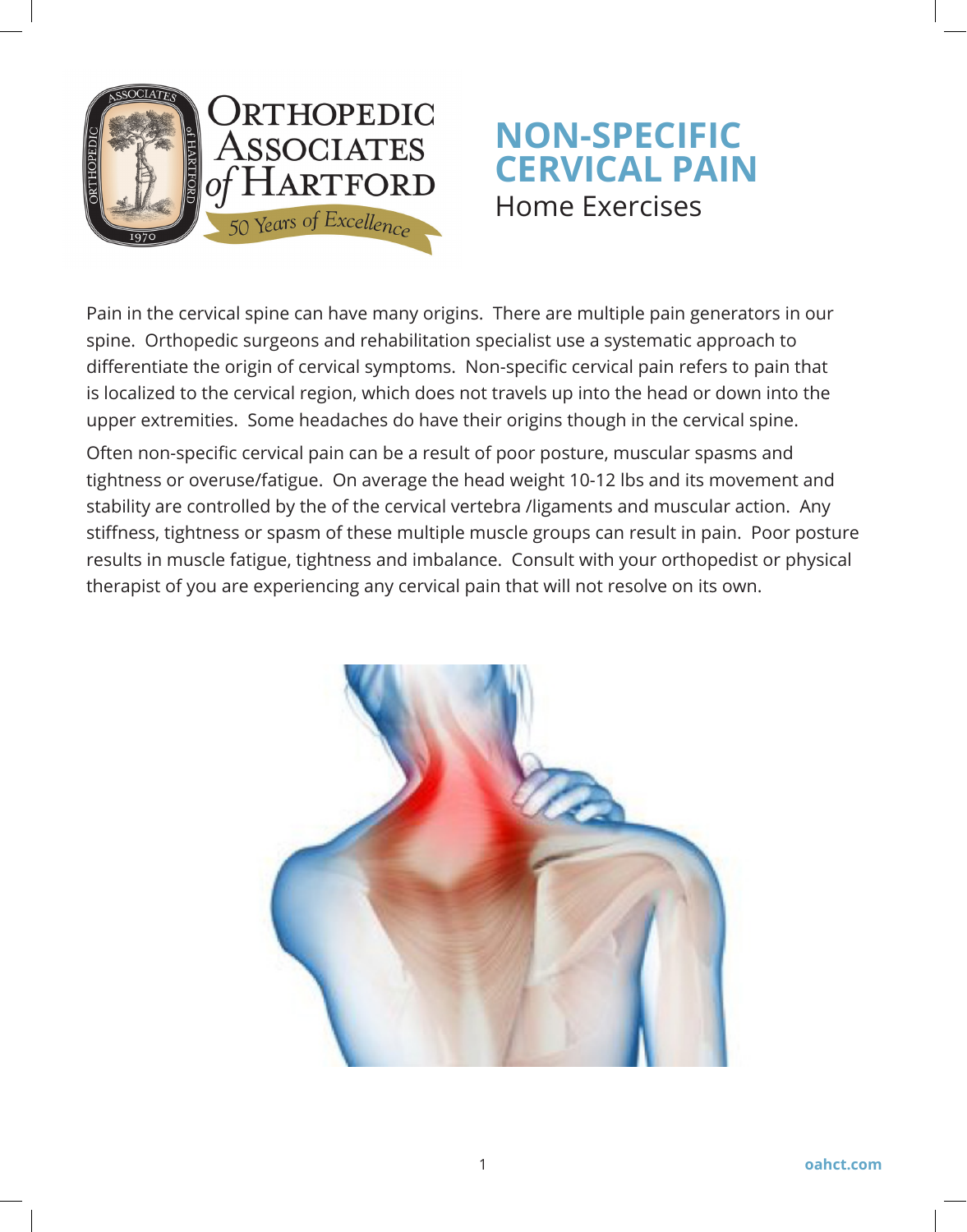# NON-SPECIFIC CERVICAL PAIN

## Home Exercises

Pain in the cervical spine can have many origins. There are multiple pain generators in our spine. Orthopedic surgeons and rehabilitation specialist use a systematic approach to differentiate the origin of cervical symptoms. Non-specific cervical pain refers to pain that is localized to the cervical region, which does not travels up into the head or down into the upper extremities. Some headaches do have their origins though in the cervical spine.

Often non-specific cervical pain can be a result of poor posture, muscular spasms and tightness or overuse/fatigue. On average the head weight 10-12 lbs and its movement and stability are controlled by the of the cervical vertebra /ligaments and muscular action. Any stiffness, tightness or spasm of these multiple muscle groups can result in pain. Poor posture results in muscle fatigue, tightness and imbalance. Consult with your orthopedist or physical therapist of you are experiencing any cervical pain that will not resolve on its own.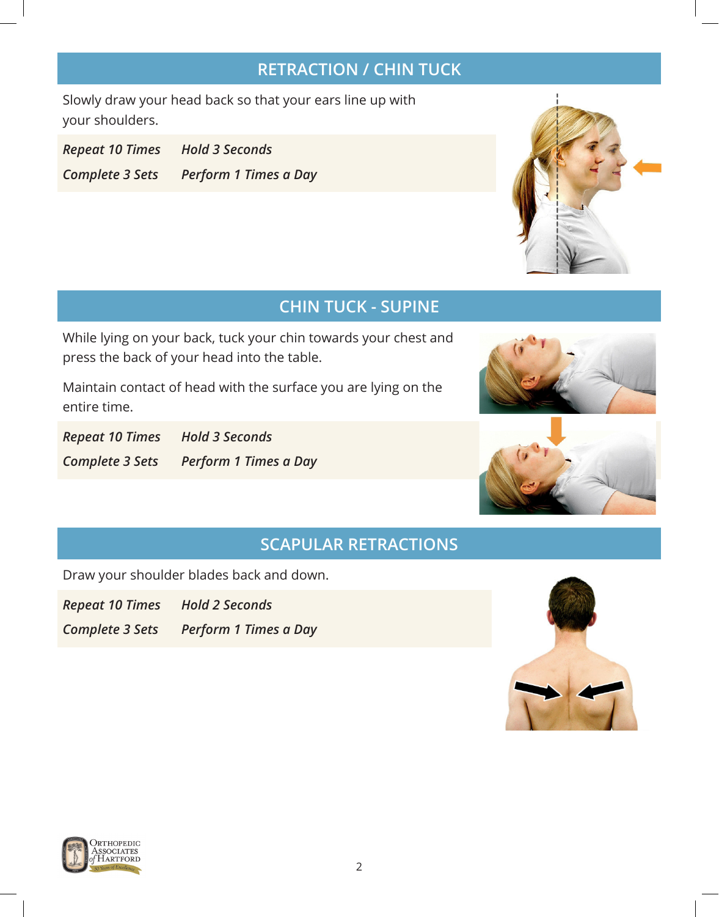## RETRACTION / CHIN TUCK

Slowly draw your head back so that your ears line up with your shoulders.

| | |
|---|---|
| *Repeat 10 Times* | *Hold 3 Seconds* |
| *Complete 3 Sets* | *Perform 1 Times a Day* |

## CHIN TUCK - SUPINE

While lying on your back, tuck your chin towards your chest and press the back of your head into the table.

Maintain contact of head with the surface you are lying on the entire time.

| | |
|---|---|
| *Repeat 10 Times* | *Hold 3 Seconds* |
| *Complete 3 Sets* | *Perform 1 Times a Day* |

## SCAPULAR RETRACTIONS

Draw your shoulder blades back and down.

| | |
|---|---|
| *Repeat 10 Times* | *Hold 2 Seconds* |
| *Complete 3 Sets* | *Perform 1 Times a Day* |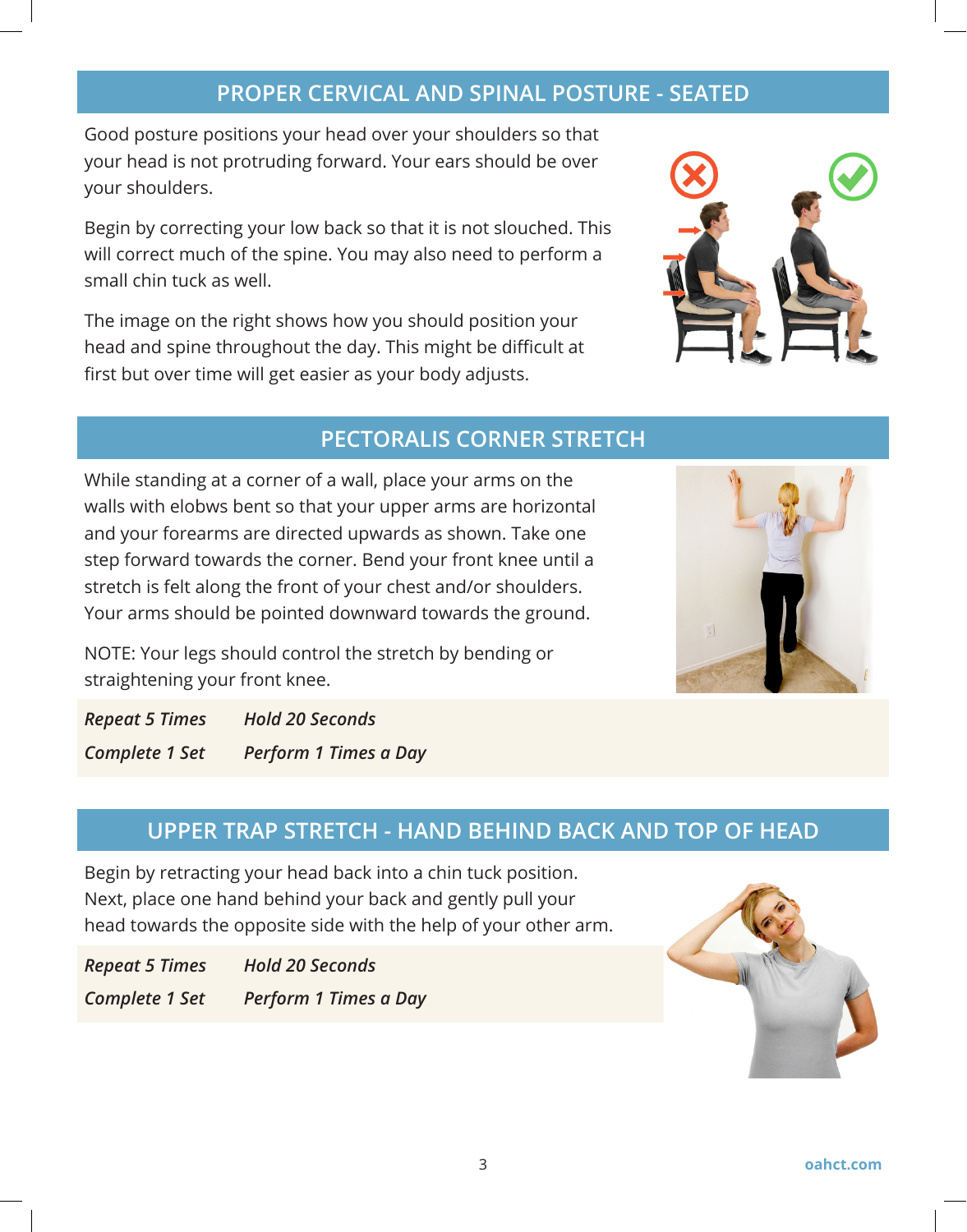## PROPER CERVICAL AND SPINAL POSTURE - SEATED

Good posture positions your head over your shoulders so that your head is not protruding forward. Your ears should be over your shoulders.

Begin by correcting your low back so that it is not slouched. This will correct much of the spine. You may also need to perform a small chin tuck as well.

The image on the right shows how you should position your head and spine throughout the day. This might be difficult at first but over time will get easier as your body adjusts.

## PECTORALIS CORNER STRETCH

While standing at a corner of a wall, place your arms on the walls with elobws bent so that your upper arms are horizontal and your forearms are directed upwards as shown. Take one step forward towards the corner. Bend your front knee until a stretch is felt along the front of your chest and/or shoulders. Your arms should be pointed downward towards the ground.

NOTE: Your legs should control the stretch by bending or straightening your front knee.

| | |
|---|---|
| ***Repeat 5 Times*** | ***Hold 20 Seconds*** |
| ***Complete 1 Set*** | ***Perform 1 Times a Day*** |

## UPPER TRAP STRETCH - HAND BEHIND BACK AND TOP OF HEAD

Begin by retracting your head back into a chin tuck position. Next, place one hand behind your back and gently pull your head towards the opposite side with the help of your other arm.

| | |
|---|---|
| ***Repeat 5 Times*** | ***Hold 20 Seconds*** |
| ***Complete 1 Set*** | ***Perform 1 Times a Day*** |

oahct.com